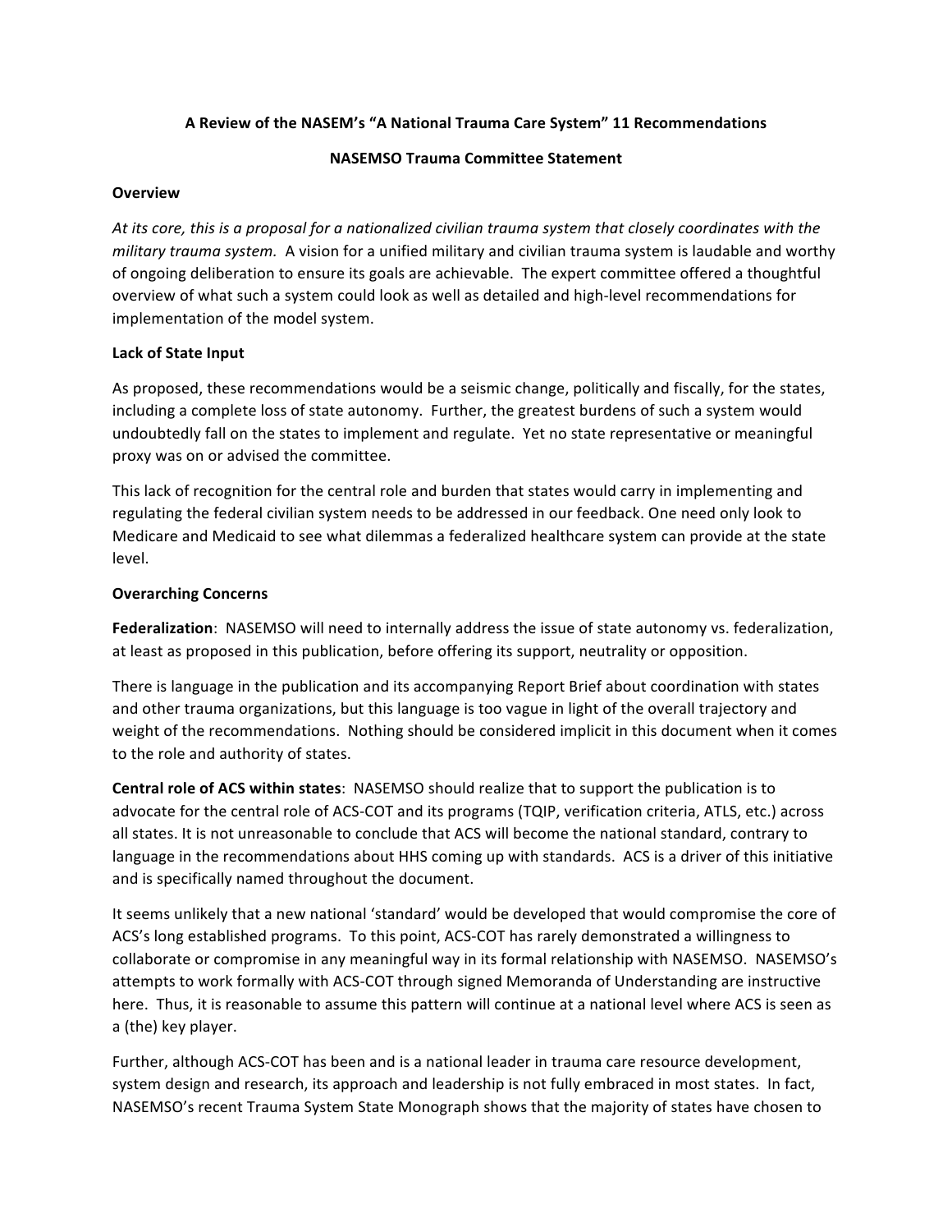**A Review of the NASEM's "A National Trauma Care System" 11 Recommendations**

**NASEMSO Trauma Committee Statement**

**Overview**

*At its core, this is a proposal for a nationalized civilian trauma system that closely coordinates with the military trauma system.* A vision for a unified military and civilian trauma system is laudable and worthy of ongoing deliberation to ensure its goals are achievable. The expert committee offered a thoughtful overview of what such a system could look as well as detailed and high-level recommendations for implementation of the model system.

**Lack of State Input**

As proposed, these recommendations would be a seismic change, politically and fiscally, for the states, including a complete loss of state autonomy. Further, the greatest burdens of such a system would undoubtedly fall on the states to implement and regulate. Yet no state representative or meaningful proxy was on or advised the committee.

This lack of recognition for the central role and burden that states would carry in implementing and regulating the federal civilian system needs to be addressed in our feedback. One need only look to Medicare and Medicaid to see what dilemmas a federalized healthcare system can provide at the state level.

**Overarching Concerns**

**Federalization**: NASEMSO will need to internally address the issue of state autonomy vs. federalization, at least as proposed in this publication, before offering its support, neutrality or opposition.

There is language in the publication and its accompanying Report Brief about coordination with states and other trauma organizations, but this language is too vague in light of the overall trajectory and weight of the recommendations. Nothing should be considered implicit in this document when it comes to the role and authority of states.

**Central role of ACS within states**: NASEMSO should realize that to support the publication is to advocate for the central role of ACS-COT and its programs (TQIP, verification criteria, ATLS, etc.) across all states. It is not unreasonable to conclude that ACS will become the national standard, contrary to language in the recommendations about HHS coming up with standards. ACS is a driver of this initiative and is specifically named throughout the document.

It seems unlikely that a new national 'standard' would be developed that would compromise the core of ACS's long established programs. To this point, ACS-COT has rarely demonstrated a willingness to collaborate or compromise in any meaningful way in its formal relationship with NASEMSO. NASEMSO's attempts to work formally with ACS-COT through signed Memoranda of Understanding are instructive here. Thus, it is reasonable to assume this pattern will continue at a national level where ACS is seen as a (the) key player.

Further, although ACS-COT has been and is a national leader in trauma care resource development, system design and research, its approach and leadership is not fully embraced in most states. In fact, NASEMSO's recent Trauma System State Monograph shows that the majority of states have chosen to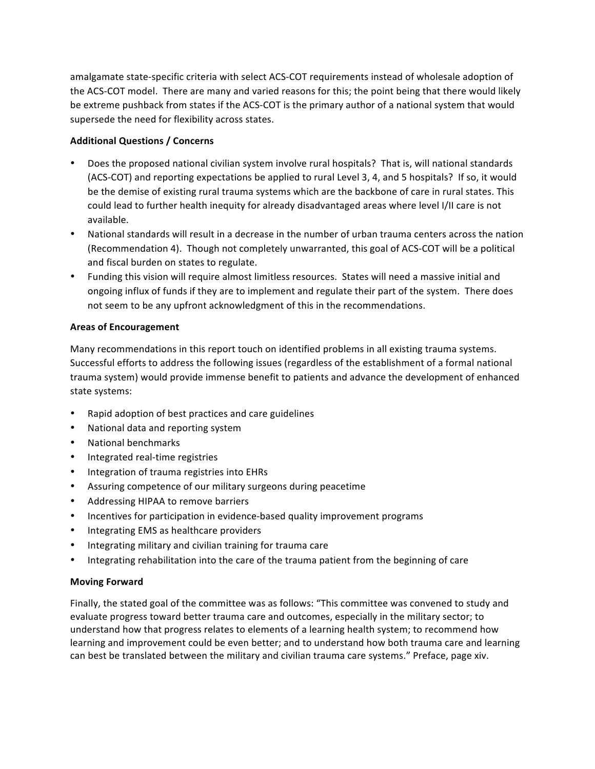amalgamate state-specific criteria with select ACS-COT requirements instead of wholesale adoption of the ACS-COT model. There are many and varied reasons for this; the point being that there would likely be extreme pushback from states if the ACS-COT is the primary author of a national system that would supersede the need for flexibility across states.

**Additional Questions / Concerns**

- Does the proposed national civilian system involve rural hospitals? That is, will national standards (ACS-COT) and reporting expectations be applied to rural Level 3, 4, and 5 hospitals? If so, it would be the demise of existing rural trauma systems which are the backbone of care in rural states. This could lead to further health inequity for already disadvantaged areas where level I/II care is not available.
- National standards will result in a decrease in the number of urban trauma centers across the nation (Recommendation 4). Though not completely unwarranted, this goal of ACS-COT will be a political and fiscal burden on states to regulate.
- Funding this vision will require almost limitless resources. States will need a massive initial and ongoing influx of funds if they are to implement and regulate their part of the system. There does not seem to be any upfront acknowledgment of this in the recommendations.

**Areas of Encouragement**

Many recommendations in this report touch on identified problems in all existing trauma systems. Successful efforts to address the following issues (regardless of the establishment of a formal national trauma system) would provide immense benefit to patients and advance the development of enhanced state systems:

- Rapid adoption of best practices and care guidelines
- National data and reporting system
- National benchmarks
- Integrated real-time registries
- Integration of trauma registries into EHRs
- Assuring competence of our military surgeons during peacetime
- Addressing HIPAA to remove barriers
- Incentives for participation in evidence-based quality improvement programs
- Integrating EMS as healthcare providers
- Integrating military and civilian training for trauma care
- Integrating rehabilitation into the care of the trauma patient from the beginning of care

**Moving Forward**

Finally, the stated goal of the committee was as follows: "This committee was convened to study and evaluate progress toward better trauma care and outcomes, especially in the military sector; to understand how that progress relates to elements of a learning health system; to recommend how learning and improvement could be even better; and to understand how both trauma care and learning can best be translated between the military and civilian trauma care systems." Preface, page xiv.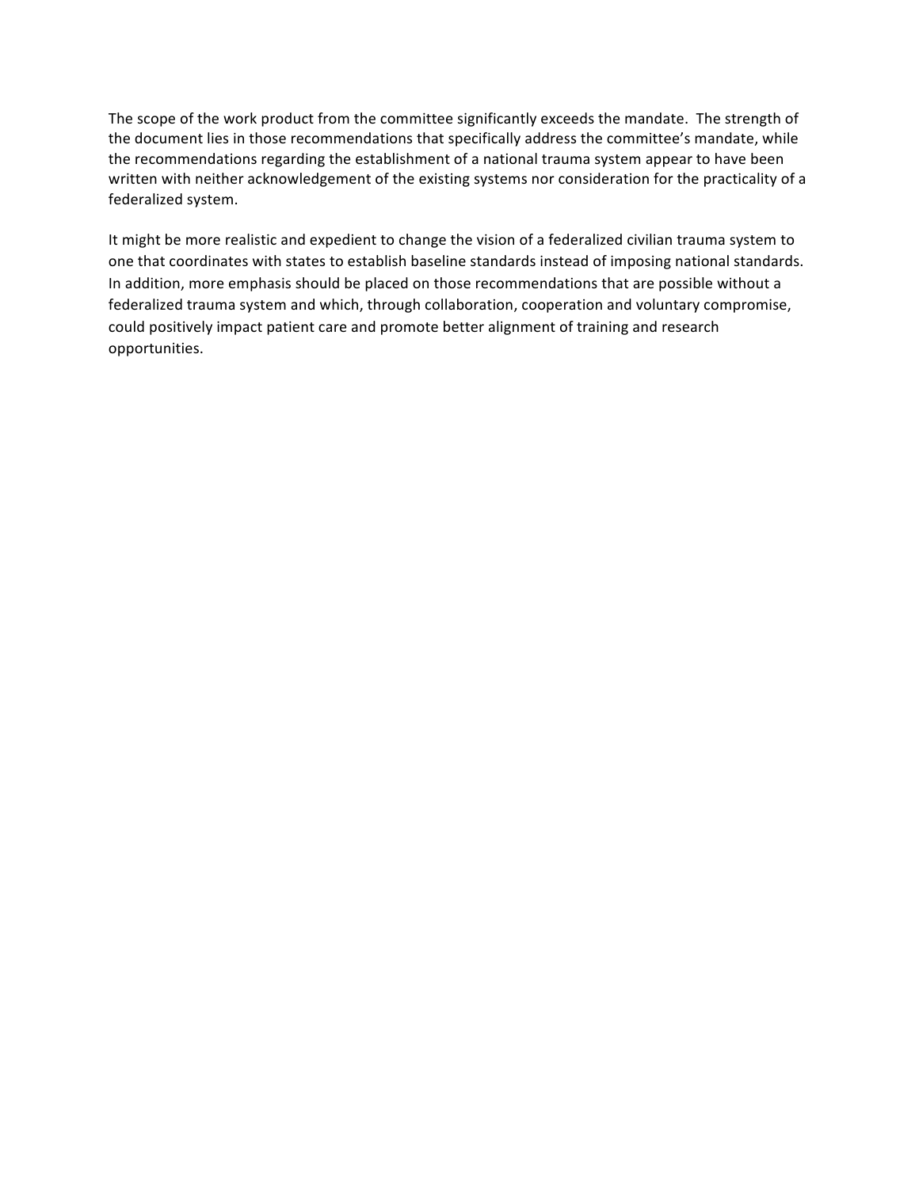The scope of the work product from the committee significantly exceeds the mandate. The strength of the document lies in those recommendations that specifically address the committee's mandate, while the recommendations regarding the establishment of a national trauma system appear to have been written with neither acknowledgement of the existing systems nor consideration for the practicality of a federalized system.

It might be more realistic and expedient to change the vision of a federalized civilian trauma system to one that coordinates with states to establish baseline standards instead of imposing national standards. In addition, more emphasis should be placed on those recommendations that are possible without a federalized trauma system and which, through collaboration, cooperation and voluntary compromise, could positively impact patient care and promote better alignment of training and research opportunities.